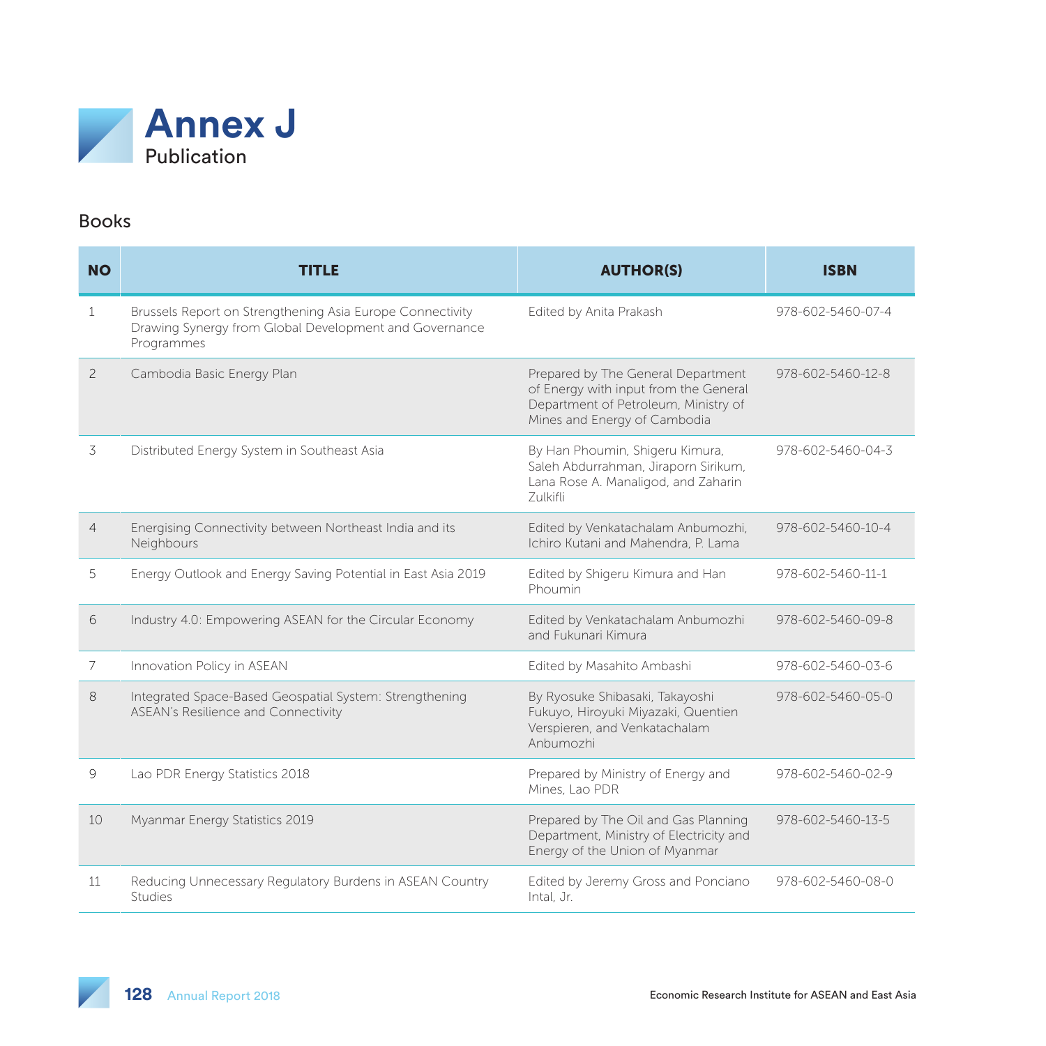# Annex J

## Publication

### Books

| NO | TITLE | AUTHOR(S) | ISBN |
|---|---|---|---|
| 1 | Brussels Report on Strengthening Asia Europe Connectivity Drawing Synergy from Global Development and Governance Programmes | Edited by Anita Prakash | 978-602-5460-07-4 |
| 2 | Cambodia Basic Energy Plan | Prepared by The General Department of Energy with input from the General Department of Petroleum, Ministry of Mines and Energy of Cambodia | 978-602-5460-12-8 |
| 3 | Distributed Energy System in Southeast Asia | By Han Phoumin, Shigeru Kimura, Saleh Abdurrahman, Jiraporn Sirikum, Lana Rose A. Manaligod, and Zaharin Zulkifli | 978-602-5460-04-3 |
| 4 | Energising Connectivity between Northeast India and its Neighbours | Edited by Venkatachalam Anbumozhi, Ichiro Kutani and Mahendra, P. Lama | 978-602-5460-10-4 |
| 5 | Energy Outlook and Energy Saving Potential in East Asia 2019 | Edited by Shigeru Kimura and Han Phoumin | 978-602-5460-11-1 |
| 6 | Industry 4.0: Empowering ASEAN for the Circular Economy | Edited by Venkatachalam Anbumozhi and Fukunari Kimura | 978-602-5460-09-8 |
| 7 | Innovation Policy in ASEAN | Edited by Masahito Ambashi | 978-602-5460-03-6 |
| 8 | Integrated Space-Based Geospatial System: Strengthening ASEAN's Resilience and Connectivity | By Ryosuke Shibasaki, Takayoshi Fukuyo, Hiroyuki Miyazaki, Quentien Verspieren, and Venkatachalam Anbumozhi | 978-602-5460-05-0 |
| 9 | Lao PDR Energy Statistics 2018 | Prepared by Ministry of Energy and Mines, Lao PDR | 978-602-5460-02-9 |
| 10 | Myanmar Energy Statistics 2019 | Prepared by The Oil and Gas Planning Department, Ministry of Electricity and Energy of the Union of Myanmar | 978-602-5460-13-5 |
| 11 | Reducing Unnecessary Regulatory Burdens in ASEAN Country Studies | Edited by Jeremy Gross and Ponciano Intal, Jr. | 978-602-5460-08-0 |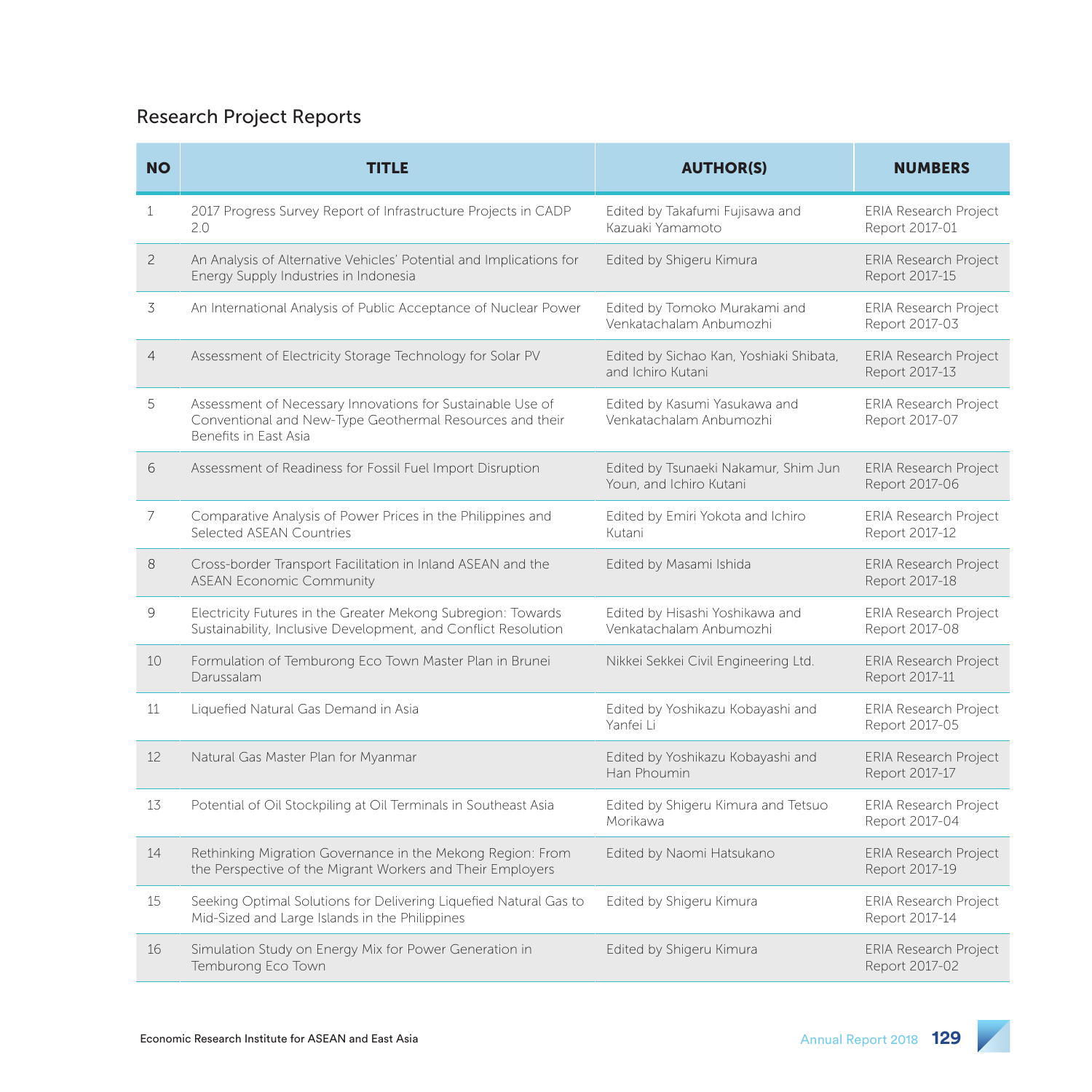## Research Project Reports

| NO | TITLE | AUTHOR(S) | NUMBERS |
|---|---|---|---|
| 1 | 2017 Progress Survey Report of Infrastructure Projects in CADP 2.0 | Edited by Takafumi Fujisawa and Kazuaki Yamamoto | ERIA Research Project Report 2017-01 |
| 2 | An Analysis of Alternative Vehicles' Potential and Implications for Energy Supply Industries in Indonesia | Edited by Shigeru Kimura | ERIA Research Project Report 2017-15 |
| 3 | An International Analysis of Public Acceptance of Nuclear Power | Edited by Tomoko Murakami and Venkatachalam Anbumozhi | ERIA Research Project Report 2017-03 |
| 4 | Assessment of Electricity Storage Technology for Solar PV | Edited by Sichao Kan, Yoshiaki Shibata, and Ichiro Kutani | ERIA Research Project Report 2017-13 |
| 5 | Assessment of Necessary Innovations for Sustainable Use of Conventional and New-Type Geothermal Resources and their Benefits in East Asia | Edited by Kasumi Yasukawa and Venkatachalam Anbumozhi | ERIA Research Project Report 2017-07 |
| 6 | Assessment of Readiness for Fossil Fuel Import Disruption | Edited by Tsunaeki Nakamur, Shim Jun Youn, and Ichiro Kutani | ERIA Research Project Report 2017-06 |
| 7 | Comparative Analysis of Power Prices in the Philippines and Selected ASEAN Countries | Edited by Emiri Yokota and Ichiro Kutani | ERIA Research Project Report 2017-12 |
| 8 | Cross-border Transport Facilitation in Inland ASEAN and the ASEAN Economic Community | Edited by Masami Ishida | ERIA Research Project Report 2017-18 |
| 9 | Electricity Futures in the Greater Mekong Subregion: Towards Sustainability, Inclusive Development, and Conflict Resolution | Edited by Hisashi Yoshikawa and Venkatachalam Anbumozhi | ERIA Research Project Report 2017-08 |
| 10 | Formulation of Temburong Eco Town Master Plan in Brunei Darussalam | Nikkei Sekkei Civil Engineering Ltd. | ERIA Research Project Report 2017-11 |
| 11 | Liquefied Natural Gas Demand in Asia | Edited by Yoshikazu Kobayashi and Yanfei Li | ERIA Research Project Report 2017-05 |
| 12 | Natural Gas Master Plan for Myanmar | Edited by Yoshikazu Kobayashi and Han Phoumin | ERIA Research Project Report 2017-17 |
| 13 | Potential of Oil Stockpiling at Oil Terminals in Southeast Asia | Edited by Shigeru Kimura and Tetsuo Morikawa | ERIA Research Project Report 2017-04 |
| 14 | Rethinking Migration Governance in the Mekong Region: From the Perspective of the Migrant Workers and Their Employers | Edited by Naomi Hatsukano | ERIA Research Project Report 2017-19 |
| 15 | Seeking Optimal Solutions for Delivering Liquefied Natural Gas to Mid-Sized and Large Islands in the Philippines | Edited by Shigeru Kimura | ERIA Research Project Report 2017-14 |
| 16 | Simulation Study on Energy Mix for Power Generation in Temburong Eco Town | Edited by Shigeru Kimura | ERIA Research Project Report 2017-02 |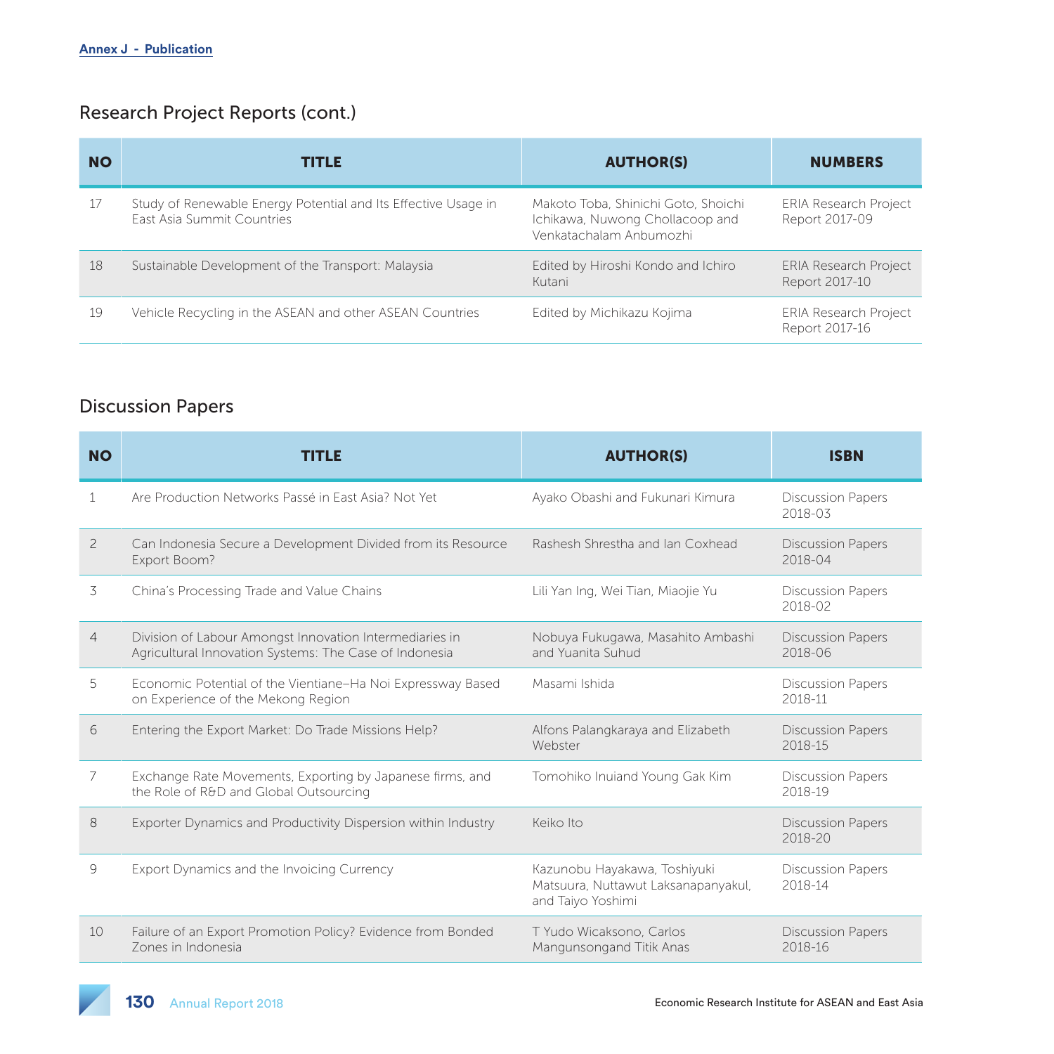Annex J - Publication

## Research Project Reports (cont.)

| NO | TITLE | AUTHOR(S) | NUMBERS |
|---|---|---|---|
| 17 | Study of Renewable Energy Potential and Its Effective Usage in East Asia Summit Countries | Makoto Toba, Shinichi Goto, Shoichi Ichikawa, Nuwong Chollacoop and Venkatachalam Anbumozhi | ERIA Research Project Report 2017-09 |
| 18 | Sustainable Development of the Transport: Malaysia | Edited by Hiroshi Kondo and Ichiro Kutani | ERIA Research Project Report 2017-10 |
| 19 | Vehicle Recycling in the ASEAN and other ASEAN Countries | Edited by Michikazu Kojima | ERIA Research Project Report 2017-16 |

## Discussion Papers

| NO | TITLE | AUTHOR(S) | ISBN |
|---|---|---|---|
| 1 | Are Production Networks Passé in East Asia? Not Yet | Ayako Obashi and Fukunari Kimura | Discussion Papers 2018-03 |
| 2 | Can Indonesia Secure a Development Divided from its Resource Export Boom? | Rashesh Shrestha and Ian Coxhead | Discussion Papers 2018-04 |
| 3 | China's Processing Trade and Value Chains | Lili Yan Ing, Wei Tian, Miaojie Yu | Discussion Papers 2018-02 |
| 4 | Division of Labour Amongst Innovation Intermediaries in Agricultural Innovation Systems: The Case of Indonesia | Nobuya Fukugawa, Masahito Ambashi and Yuanita Suhud | Discussion Papers 2018-06 |
| 5 | Economic Potential of the Vientiane–Ha Noi Expressway Based on Experience of the Mekong Region | Masami Ishida | Discussion Papers 2018-11 |
| 6 | Entering the Export Market: Do Trade Missions Help? | Alfons Palangkaraya and Elizabeth Webster | Discussion Papers 2018-15 |
| 7 | Exchange Rate Movements, Exporting by Japanese firms, and the Role of R&D and Global Outsourcing | Tomohiko Inuiand Young Gak Kim | Discussion Papers 2018-19 |
| 8 | Exporter Dynamics and Productivity Dispersion within Industry | Keiko Ito | Discussion Papers 2018-20 |
| 9 | Export Dynamics and the Invoicing Currency | Kazunobu Hayakawa, Toshiyuki Matsuura, Nuttawut Laksanapanyakul, and Taiyo Yoshimi | Discussion Papers 2018-14 |
| 10 | Failure of an Export Promotion Policy? Evidence from Bonded Zones in Indonesia | T Yudo Wicaksono, Carlos Mangunsongand Titik Anas | Discussion Papers 2018-16 |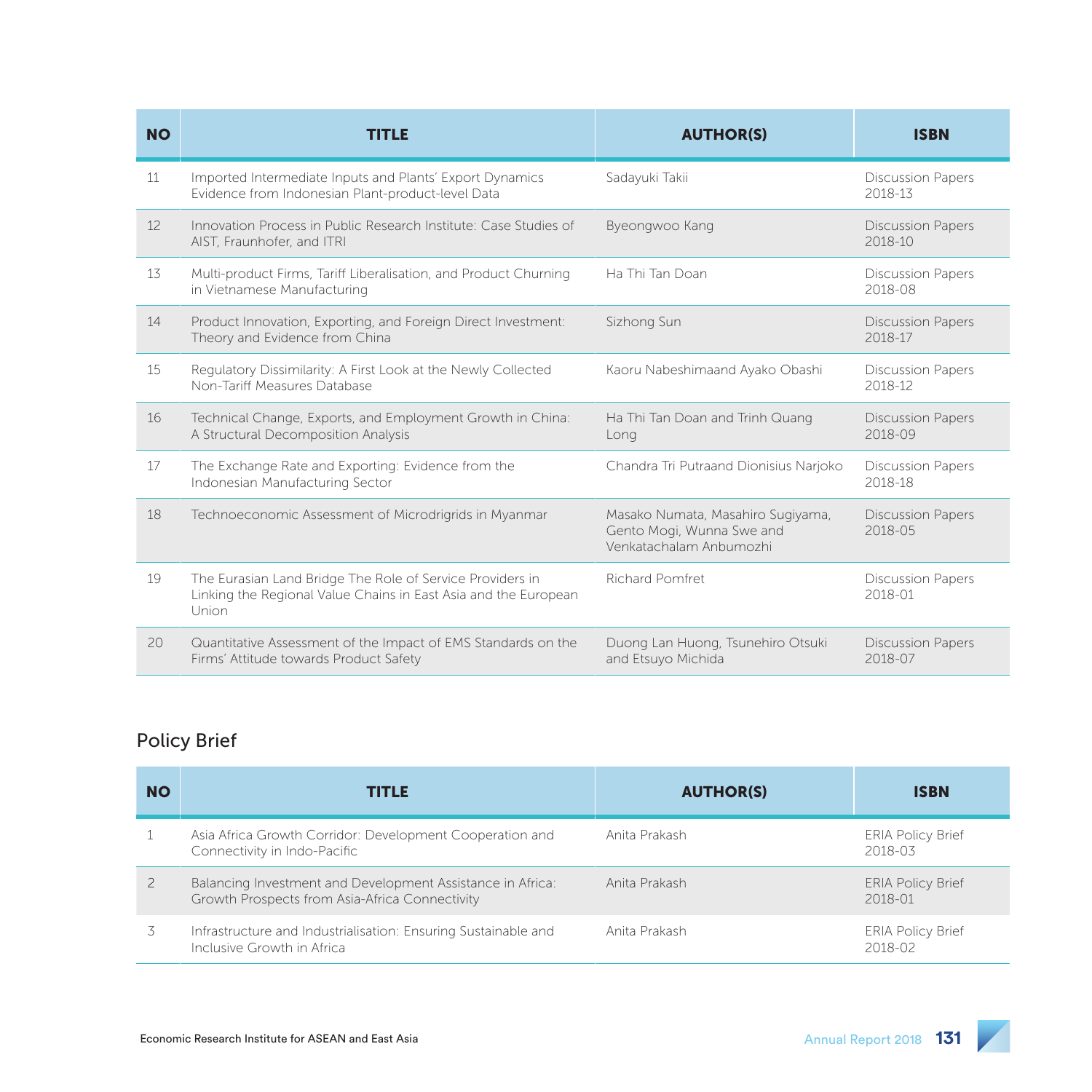| NO | TITLE | AUTHOR(S) | ISBN |
|---|---|---|---|
| 11 | Imported Intermediate Inputs and Plants' Export Dynamics Evidence from Indonesian Plant-product-level Data | Sadayuki Takii | Discussion Papers 2018-13 |
| 12 | Innovation Process in Public Research Institute: Case Studies of AIST, Fraunhofer, and ITRI | Byeongwoo Kang | Discussion Papers 2018-10 |
| 13 | Multi-product Firms, Tariff Liberalisation, and Product Churning in Vietnamese Manufacturing | Ha Thi Tan Doan | Discussion Papers 2018-08 |
| 14 | Product Innovation, Exporting, and Foreign Direct Investment: Theory and Evidence from China | Sizhong Sun | Discussion Papers 2018-17 |
| 15 | Regulatory Dissimilarity: A First Look at the Newly Collected Non-Tariff Measures Database | Kaoru Nabeshimaand Ayako Obashi | Discussion Papers 2018-12 |
| 16 | Technical Change, Exports, and Employment Growth in China: A Structural Decomposition Analysis | Ha Thi Tan Doan and Trinh Quang Long | Discussion Papers 2018-09 |
| 17 | The Exchange Rate and Exporting: Evidence from the Indonesian Manufacturing Sector | Chandra Tri Putraand Dionisius Narjoko | Discussion Papers 2018-18 |
| 18 | Technoeconomic Assessment of Microdrigrids in Myanmar | Masako Numata, Masahiro Sugiyama, Gento Mogi, Wunna Swe and Venkatachalam Anbumozhi | Discussion Papers 2018-05 |
| 19 | The Eurasian Land Bridge The Role of Service Providers in Linking the Regional Value Chains in East Asia and the European Union | Richard Pomfret | Discussion Papers 2018-01 |
| 20 | Quantitative Assessment of the Impact of EMS Standards on the Firms' Attitude towards Product Safety | Duong Lan Huong, Tsunehiro Otsuki and Etsuyo Michida | Discussion Papers 2018-07 |

## Policy Brief

| NO | TITLE | AUTHOR(S) | ISBN |
|---|---|---|---|
| 1 | Asia Africa Growth Corridor: Development Cooperation and Connectivity in Indo-Pacific | Anita Prakash | ERIA Policy Brief 2018-03 |
| 2 | Balancing Investment and Development Assistance in Africa: Growth Prospects from Asia-Africa Connectivity | Anita Prakash | ERIA Policy Brief 2018-01 |
| 3 | Infrastructure and Industrialisation: Ensuring Sustainable and Inclusive Growth in Africa | Anita Prakash | ERIA Policy Brief 2018-02 |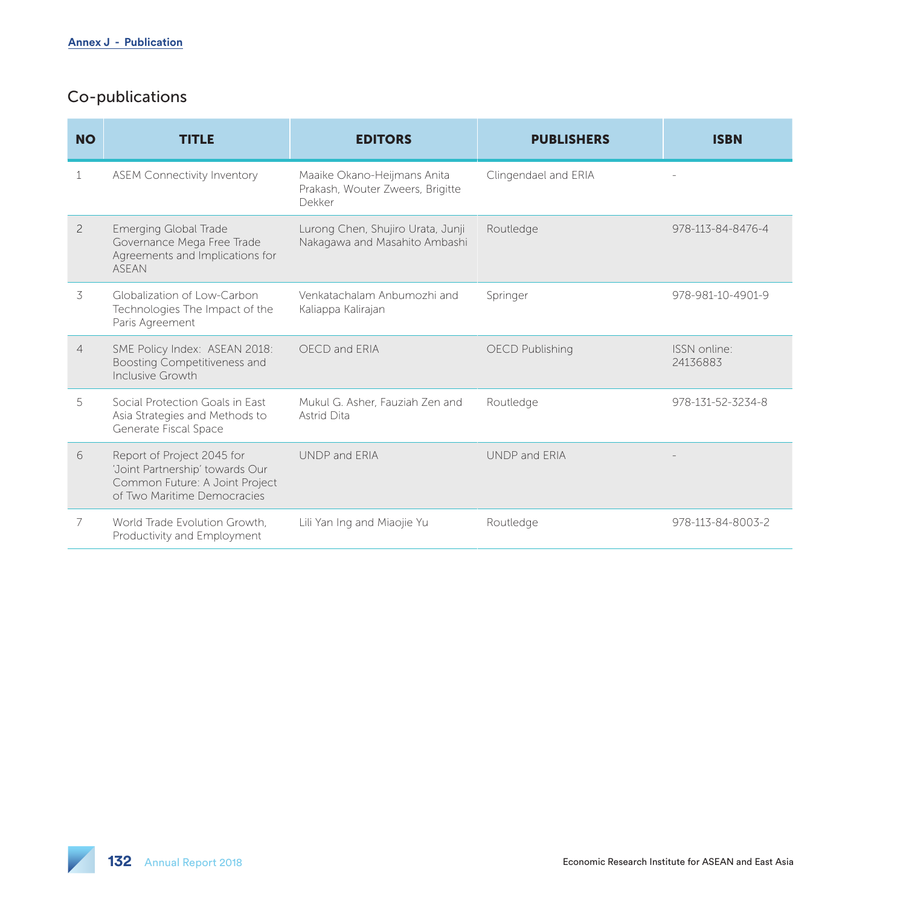Annex J - Publication

## Co-publications

| NO | TITLE | EDITORS | PUBLISHERS | ISBN |
|---|---|---|---|---|
| 1 | ASEM Connectivity Inventory | Maaike Okano-Heijmans Anita Prakash, Wouter Zweers, Brigitte Dekker | Clingendael and ERIA | - |
| 2 | Emerging Global Trade Governance Mega Free Trade Agreements and Implications for ASEAN | Lurong Chen, Shujiro Urata, Junji Nakagawa and Masahito Ambashi | Routledge | 978-113-84-8476-4 |
| 3 | Globalization of Low-Carbon Technologies The Impact of the Paris Agreement | Venkatachalam Anbumozhi and Kaliappa Kalirajan | Springer | 978-981-10-4901-9 |
| 4 | SME Policy Index: ASEAN 2018: Boosting Competitiveness and Inclusive Growth | OECD and ERIA | OECD Publishing | ISSN online: 24136883 |
| 5 | Social Protection Goals in East Asia Strategies and Methods to Generate Fiscal Space | Mukul G. Asher, Fauziah Zen and Astrid Dita | Routledge | 978-131-52-3234-8 |
| 6 | Report of Project 2045 for 'Joint Partnership' towards Our Common Future: A Joint Project of Two Maritime Democracies | UNDP and ERIA | UNDP and ERIA | - |
| 7 | World Trade Evolution Growth, Productivity and Employment | Lili Yan Ing and Miaojie Yu | Routledge | 978-113-84-8003-2 |